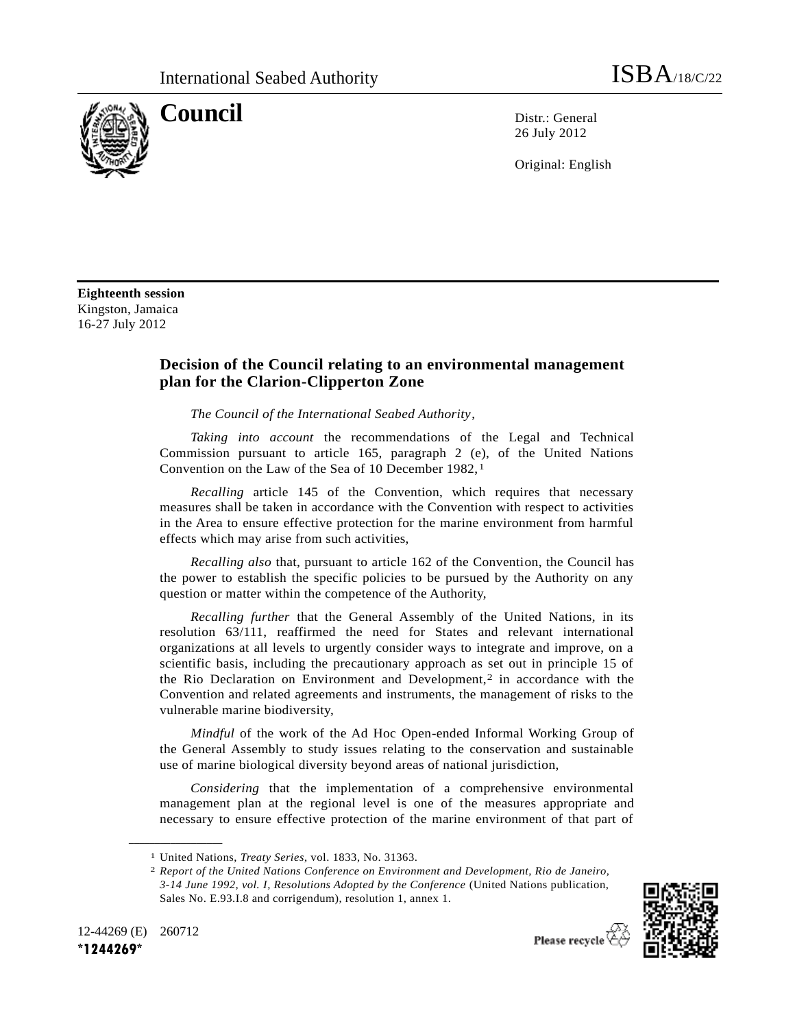International Seabed Authority ISBA/18/C/22

# Council

Distr.: General
26 July 2012

Original: English

**Eighteenth session**
Kingston, Jamaica
16-27 July 2012

## Decision of the Council relating to an environmental management plan for the Clarion-Clipperton Zone

*The Council of the International Seabed Authority*,

*Taking into account* the recommendations of the Legal and Technical Commission pursuant to article 165, paragraph 2 (e), of the United Nations Convention on the Law of the Sea of 10 December 1982,[1]

*Recalling* article 145 of the Convention, which requires that necessary measures shall be taken in accordance with the Convention with respect to activities in the Area to ensure effective protection for the marine environment from harmful effects which may arise from such activities,

*Recalling also* that, pursuant to article 162 of the Convention, the Council has the power to establish the specific policies to be pursued by the Authority on any question or matter within the competence of the Authority,

*Recalling further* that the General Assembly of the United Nations, in its resolution 63/111, reaffirmed the need for States and relevant international organizations at all levels to urgently consider ways to integrate and improve, on a scientific basis, including the precautionary approach as set out in principle 15 of the Rio Declaration on Environment and Development,[2] in accordance with the Convention and related agreements and instruments, the management of risks to the vulnerable marine biodiversity,

*Mindful* of the work of the Ad Hoc Open-ended Informal Working Group of the General Assembly to study issues relating to the conservation and sustainable use of marine biological diversity beyond areas of national jurisdiction,

*Considering* that the implementation of a comprehensive environmental management plan at the regional level is one of the measures appropriate and necessary to ensure effective protection of the marine environment of that part of

---

[1] United Nations, *Treaty Series*, vol. 1833, No. 31363.

[2] *Report of the United Nations Conference on Environment and Development, Rio de Janeiro, 3-14 June 1992, vol. I, Resolutions Adopted by the Conference* (United Nations publication, Sales No. E.93.I.8 and corrigendum), resolution 1, annex 1.

12-44269 (E) 260712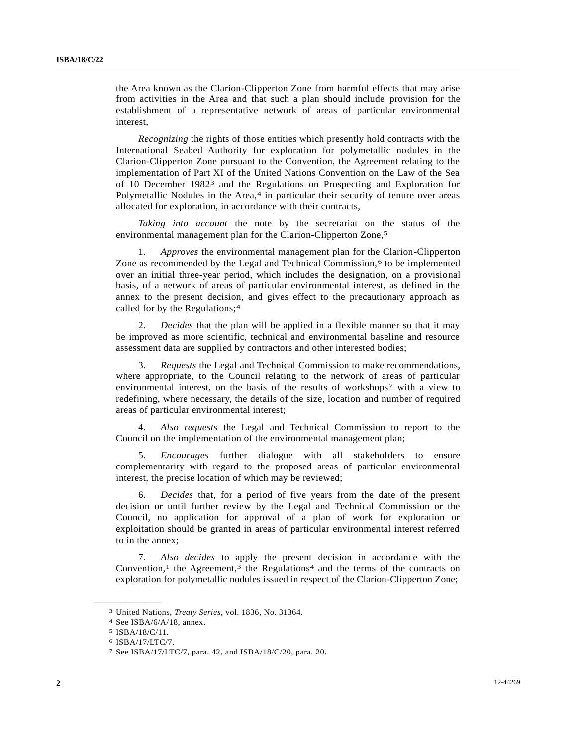the Area known as the Clarion-Clipperton Zone from harmful effects that may arise from activities in the Area and that such a plan should include provision for the establishment of a representative network of areas of particular environmental interest,

*Recognizing* the rights of those entities which presently hold contracts with the International Seabed Authority for exploration for polymetallic nodules in the Clarion-Clipperton Zone pursuant to the Convention, the Agreement relating to the implementation of Part XI of the United Nations Convention on the Law of the Sea of 10 December 1982[3] and the Regulations on Prospecting and Exploration for Polymetallic Nodules in the Area,[4] in particular their security of tenure over areas allocated for exploration, in accordance with their contracts,

*Taking into account* the note by the secretariat on the status of the environmental management plan for the Clarion-Clipperton Zone,[5]

1. *Approves* the environmental management plan for the Clarion-Clipperton Zone as recommended by the Legal and Technical Commission,[6] to be implemented over an initial three-year period, which includes the designation, on a provisional basis, of a network of areas of particular environmental interest, as defined in the annex to the present decision, and gives effect to the precautionary approach as called for by the Regulations;[4]

2. *Decides* that the plan will be applied in a flexible manner so that it may be improved as more scientific, technical and environmental baseline and resource assessment data are supplied by contractors and other interested bodies;

3. *Requests* the Legal and Technical Commission to make recommendations, where appropriate, to the Council relating to the network of areas of particular environmental interest, on the basis of the results of workshops[7] with a view to redefining, where necessary, the details of the size, location and number of required areas of particular environmental interest;

4. *Also requests* the Legal and Technical Commission to report to the Council on the implementation of the environmental management plan;

5. *Encourages* further dialogue with all stakeholders to ensure complementarity with regard to the proposed areas of particular environmental interest, the precise location of which may be reviewed;

6. *Decides* that, for a period of five years from the date of the present decision or until further review by the Legal and Technical Commission or the Council, no application for approval of a plan of work for exploration or exploitation should be granted in areas of particular environmental interest referred to in the annex;

7. *Also decides* to apply the present decision in accordance with the Convention,[1] the Agreement,[3] the Regulations[4] and the terms of the contracts on exploration for polymetallic nodules issued in respect of the Clarion-Clipperton Zone;

---

[3] United Nations, *Treaty Series*, vol. 1836, No. 31364.

[4] See ISBA/6/A/18, annex.

[5] ISBA/18/C/11.

[6] ISBA/17/LTC/7.

[7] See ISBA/17/LTC/7, para. 42, and ISBA/18/C/20, para. 20.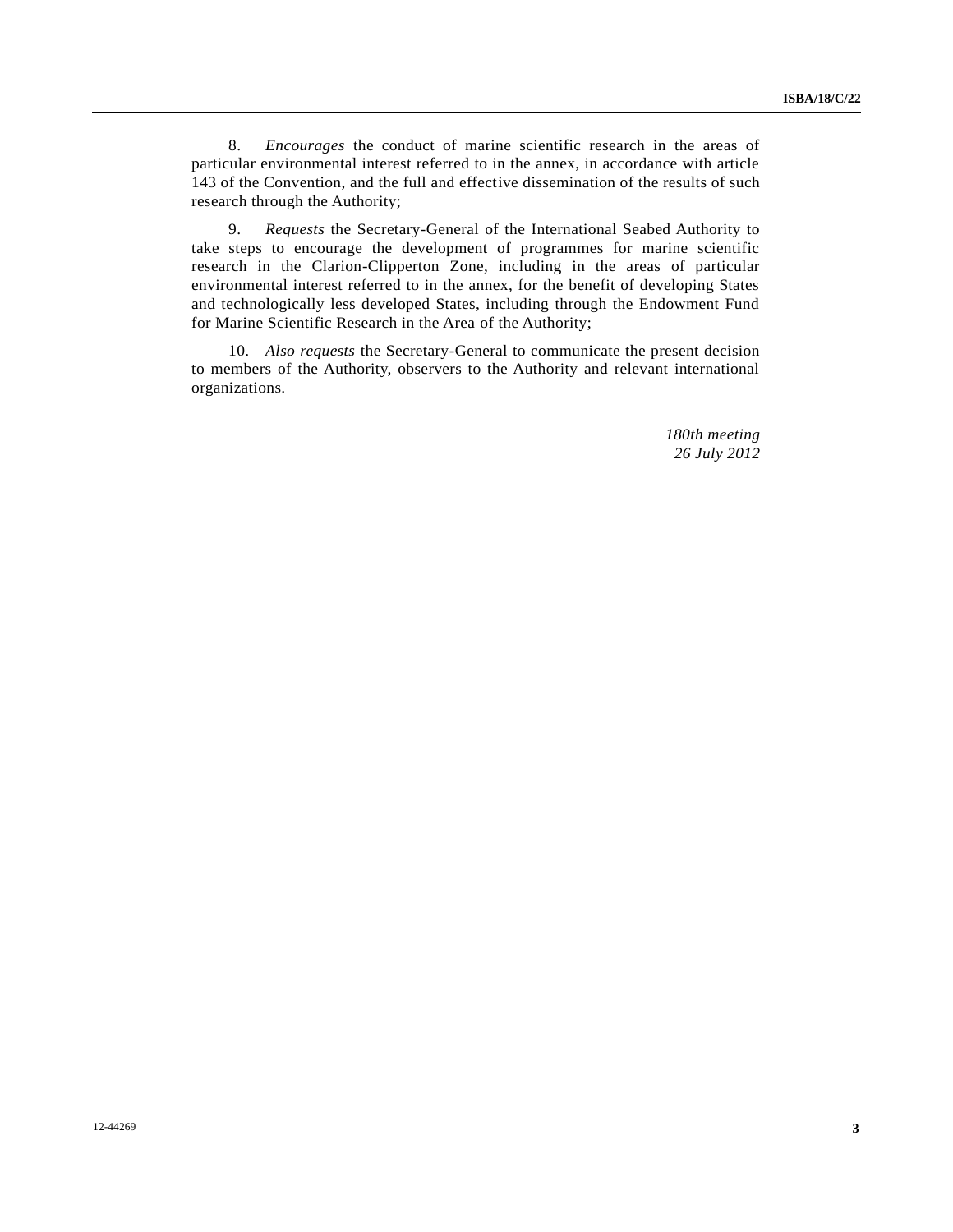8. *Encourages* the conduct of marine scientific research in the areas of particular environmental interest referred to in the annex, in accordance with article 143 of the Convention, and the full and effective dissemination of the results of such research through the Authority;

9. *Requests* the Secretary-General of the International Seabed Authority to take steps to encourage the development of programmes for marine scientific research in the Clarion-Clipperton Zone, including in the areas of particular environmental interest referred to in the annex, for the benefit of developing States and technologically less developed States, including through the Endowment Fund for Marine Scientific Research in the Area of the Authority;

10. *Also requests* the Secretary-General to communicate the present decision to members of the Authority, observers to the Authority and relevant international organizations.

*180th meeting*
*26 July 2012*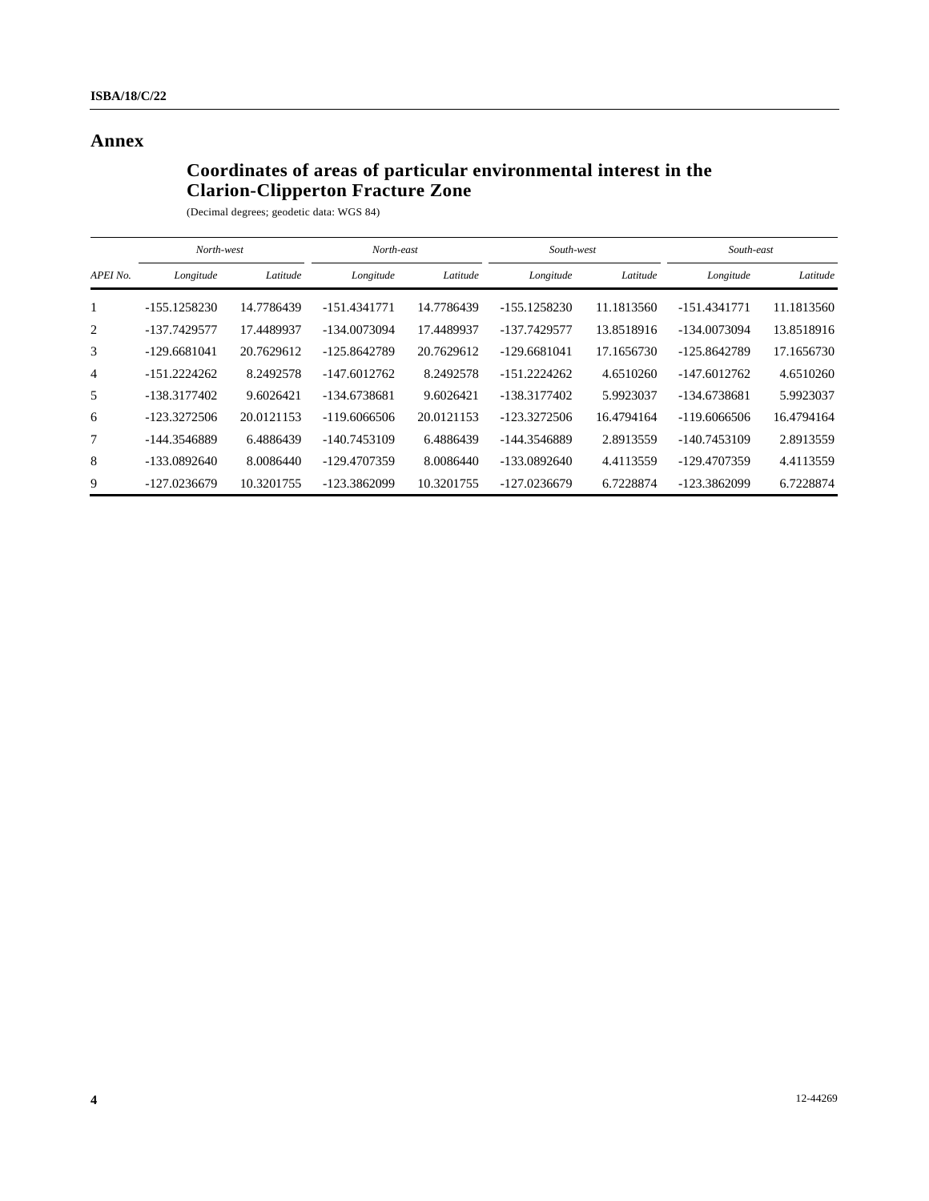# Annex

## Coordinates of areas of particular environmental interest in the Clarion-Clipperton Fracture Zone

(Decimal degrees; geodetic data: WGS 84)

| | *North-west* | | *North-east* | | *South-west* | | *South-east* | |
|---|---|---|---|---|---|---|---|---|
| *APEI No.* | *Longitude* | *Latitude* | *Longitude* | *Latitude* | *Longitude* | *Latitude* | *Longitude* | *Latitude* |
| 1 | -155.1258230 | 14.7786439 | -151.4341771 | 14.7786439 | -155.1258230 | 11.1813560 | -151.4341771 | 11.1813560 |
| 2 | -137.7429577 | 17.4489937 | -134.0073094 | 17.4489937 | -137.7429577 | 13.8518916 | -134.0073094 | 13.8518916 |
| 3 | -129.6681041 | 20.7629612 | -125.8642789 | 20.7629612 | -129.6681041 | 17.1656730 | -125.8642789 | 17.1656730 |
| 4 | -151.2224262 | 8.2492578 | -147.6012762 | 8.2492578 | -151.2224262 | 4.6510260 | -147.6012762 | 4.6510260 |
| 5 | -138.3177402 | 9.6026421 | -134.6738681 | 9.6026421 | -138.3177402 | 5.9923037 | -134.6738681 | 5.9923037 |
| 6 | -123.3272506 | 20.0121153 | -119.6066506 | 20.0121153 | -123.3272506 | 16.4794164 | -119.6066506 | 16.4794164 |
| 7 | -144.3546889 | 6.4886439 | -140.7453109 | 6.4886439 | -144.3546889 | 2.8913559 | -140.7453109 | 2.8913559 |
| 8 | -133.0892640 | 8.0086440 | -129.4707359 | 8.0086440 | -133.0892640 | 4.4113559 | -129.4707359 | 4.4113559 |
| 9 | -127.0236679 | 10.3201755 | -123.3862099 | 10.3201755 | -127.0236679 | 6.7228874 | -123.3862099 | 6.7228874 |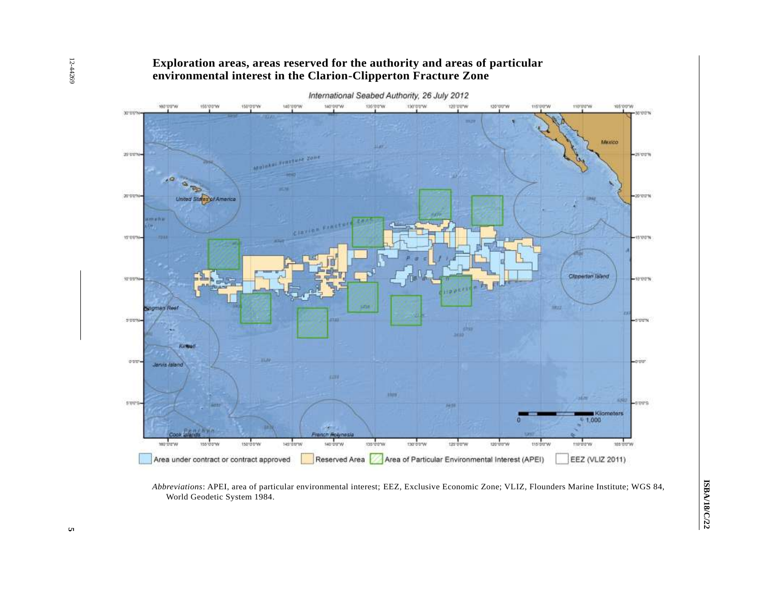**Exploration areas, areas reserved for the authority and areas of particular environmental interest in the Clarion-Clipperton Fracture Zone**

International Seabed Authority, 26 July 2012

160°0'0"W 155°0'0"W 150°0'0"W 145°0'0"W 140°0'0"W 135°0'0"W 130°0'0"W 125°0'0"W 120°0'0"W 115°0'0"W 110°0'0"W 105°0'0"W

30°0'0"N 25°0'0"N 20°0'0"N 15°0'0"N 10°0'0"N 5°0'0"N 0°0'0" 5°0'0"S

Mexico

Molokai Fracture Zone

United States of America

Clarion Fracture Zone

Pacific

Clipperton Island

Clipperton Fracture Zone

Kingman Reef

Kiribati

Jarvis Island

Cook Islands

Penrhyn

French Polynesia

0 1,000 Kilometers

Area under contract or contract approved | Reserved Area | Area of Particular Environmental Interest (APEI) | EEZ (VLIZ 2011)

*Abbreviations*: APEI, area of particular environmental interest; EEZ, Exclusive Economic Zone; VLIZ, Flounders Marine Institute; WGS 84, World Geodetic System 1984.